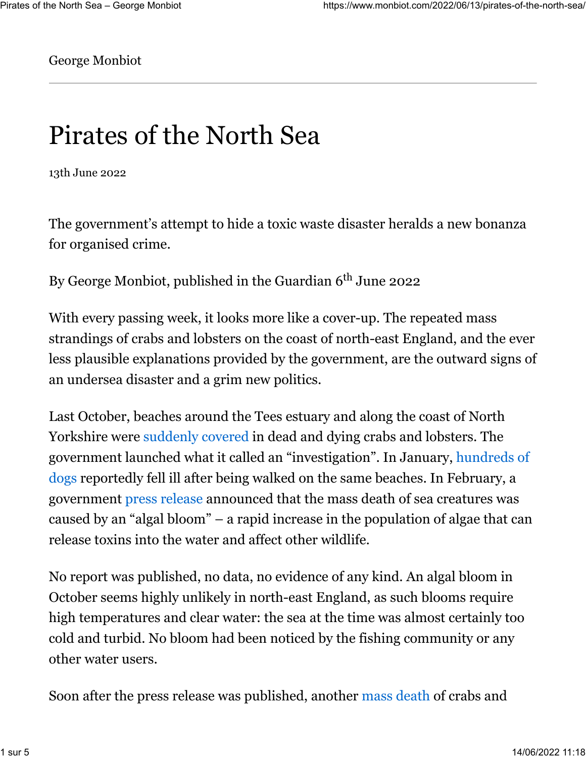George Monbiot

# Pirates of the North Sea

13th June 2022

The government's attempt to hide a toxic waste disaster heralds a new bonanza for organised crime.

By George Monbiot, published in the Guardian 6th June 2022

With every passing week, it looks more like a cover-up. The repeated mass strandings of crabs and lobsters on the coast of north-east England, and the ever less plausible explanations provided by the government, are the outward signs of an undersea disaster and a grim new politics.

Last October, beaches around the Tees estuary and along the coast of North Yorkshire were suddenly covered in dead and dying crabs and lobsters. The government launched what it called an "investigation". In January, hundreds of dogs reportedly fell ill after being walked on the same beaches. In February, a government press release announced that the mass death of sea creatures was caused by an "algal bloom" – a rapid increase in the population of algae that can release toxins into the water and affect other wildlife.

No report was published, no data, no evidence of any kind. An algal bloom in October seems highly unlikely in north-east England, as such blooms require high temperatures and clear water: the sea at the time was almost certainly too cold and turbid. No bloom had been noticed by the fishing community or any other water users.

Soon after the press release was published, another mass death of crabs and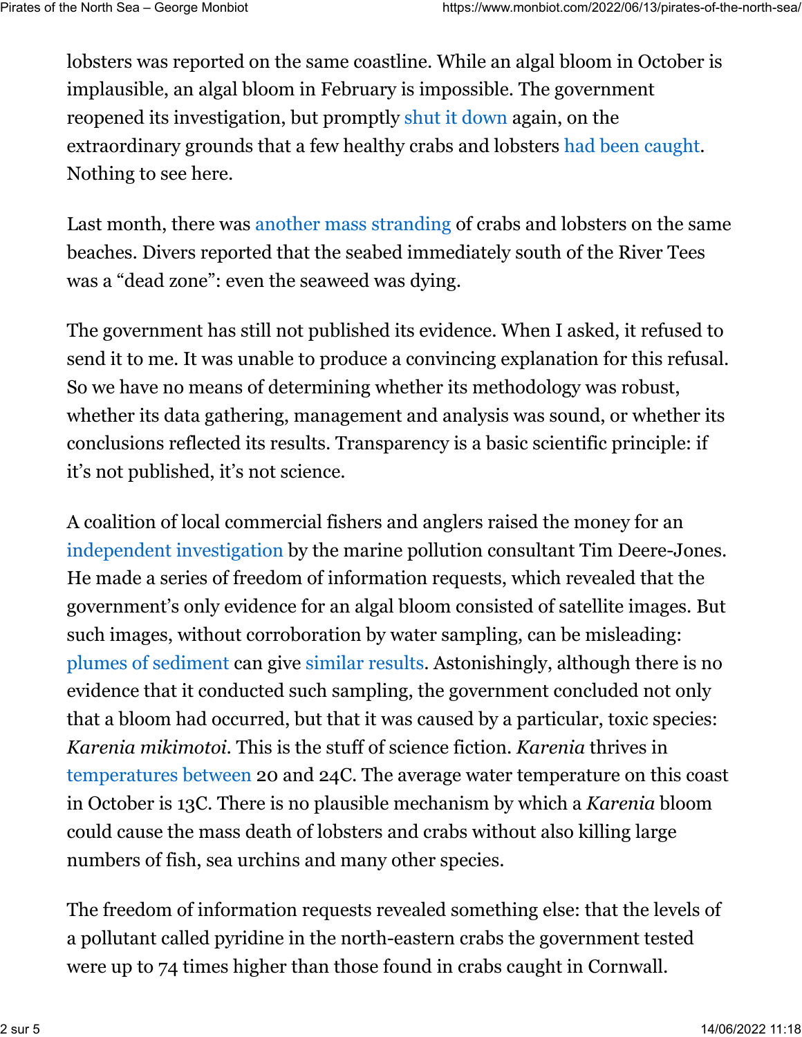lobsters was reported on the same coastline. While an algal bloom in October is implausible, an algal bloom in February is impossible. The government reopened its investigation, but promptly shut it down again, on the extraordinary grounds that a few healthy crabs and lobsters had been caught. Nothing to see here.

Last month, there was another mass stranding of crabs and lobsters on the same beaches. Divers reported that the seabed immediately south of the River Tees was a "dead zone": even the seaweed was dying.

The government has still not published its evidence. When I asked, it refused to send it to me. It was unable to produce a convincing explanation for this refusal. So we have no means of determining whether its methodology was robust, whether its data gathering, management and analysis was sound, or whether its conclusions reflected its results. Transparency is a basic scientific principle: if it's not published, it's not science.

A coalition of local commercial fishers and anglers raised the money for an independent investigation by the marine pollution consultant Tim Deere-Jones. He made a series of freedom of information requests, which revealed that the government's only evidence for an algal bloom consisted of satellite images. But such images, without corroboration by water sampling, can be misleading: plumes of sediment can give similar results. Astonishingly, although there is no evidence that it conducted such sampling, the government concluded not only that a bloom had occurred, but that it was caused by a particular, toxic species: *Karenia mikimotoi*. This is the stuff of science fiction. *Karenia* thrives in temperatures between 20 and 24C. The average water temperature on this coast in October is 13C. There is no plausible mechanism by which a *Karenia* bloom could cause the mass death of lobsters and crabs without also killing large numbers of fish, sea urchins and many other species.

The freedom of information requests revealed something else: that the levels of a pollutant called pyridine in the north-eastern crabs the government tested were up to 74 times higher than those found in crabs caught in Cornwall.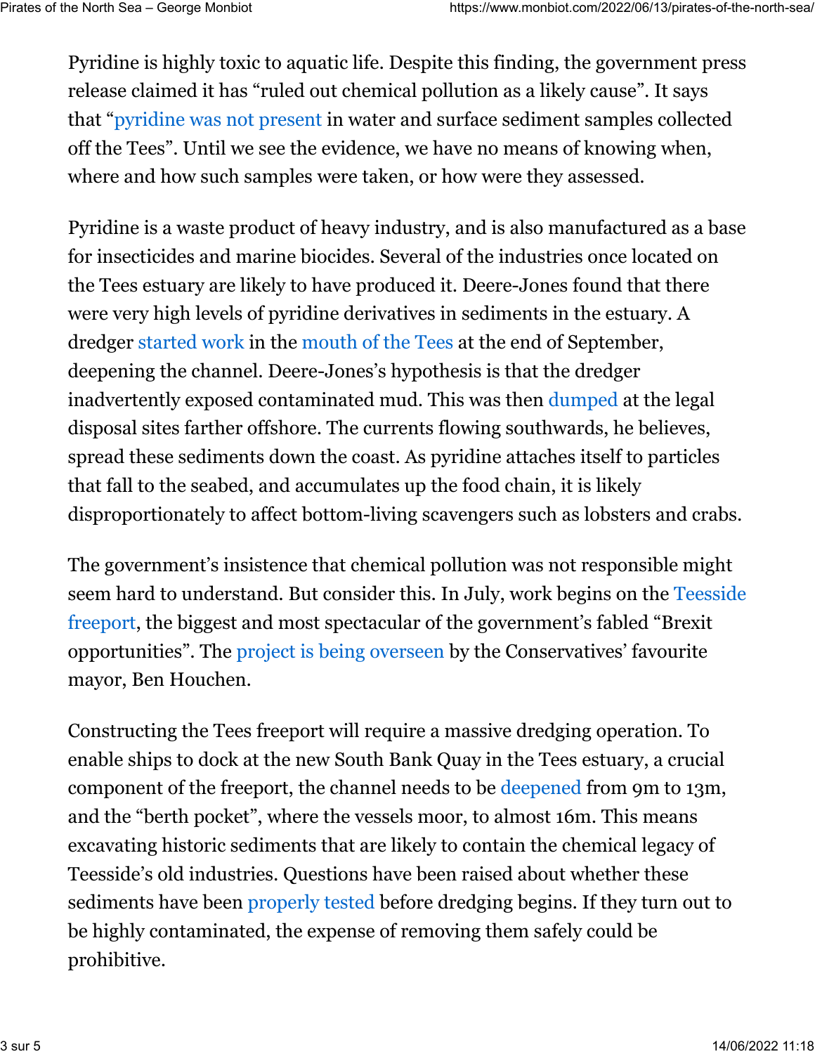Pyridine is highly toxic to aquatic life. Despite this finding, the government press release claimed it has "ruled out chemical pollution as a likely cause". It says that "pyridine was not present in water and surface sediment samples collected off the Tees". Until we see the evidence, we have no means of knowing when, where and how such samples were taken, or how were they assessed.

Pyridine is a waste product of heavy industry, and is also manufactured as a base for insecticides and marine biocides. Several of the industries once located on the Tees estuary are likely to have produced it. Deere-Jones found that there were very high levels of pyridine derivatives in sediments in the estuary. A dredger started work in the mouth of the Tees at the end of September, deepening the channel. Deere-Jones's hypothesis is that the dredger inadvertently exposed contaminated mud. This was then dumped at the legal disposal sites farther offshore. The currents flowing southwards, he believes, spread these sediments down the coast. As pyridine attaches itself to particles that fall to the seabed, and accumulates up the food chain, it is likely disproportionately to affect bottom-living scavengers such as lobsters and crabs.

The government's insistence that chemical pollution was not responsible might seem hard to understand. But consider this. In July, work begins on the Teesside freeport, the biggest and most spectacular of the government's fabled "Brexit opportunities". The project is being overseen by the Conservatives' favourite mayor, Ben Houchen.

Constructing the Tees freeport will require a massive dredging operation. To enable ships to dock at the new South Bank Quay in the Tees estuary, a crucial component of the freeport, the channel needs to be deepened from 9m to 13m, and the "berth pocket", where the vessels moor, to almost 16m. This means excavating historic sediments that are likely to contain the chemical legacy of Teesside's old industries. Questions have been raised about whether these sediments have been properly tested before dredging begins. If they turn out to be highly contaminated, the expense of removing them safely could be prohibitive.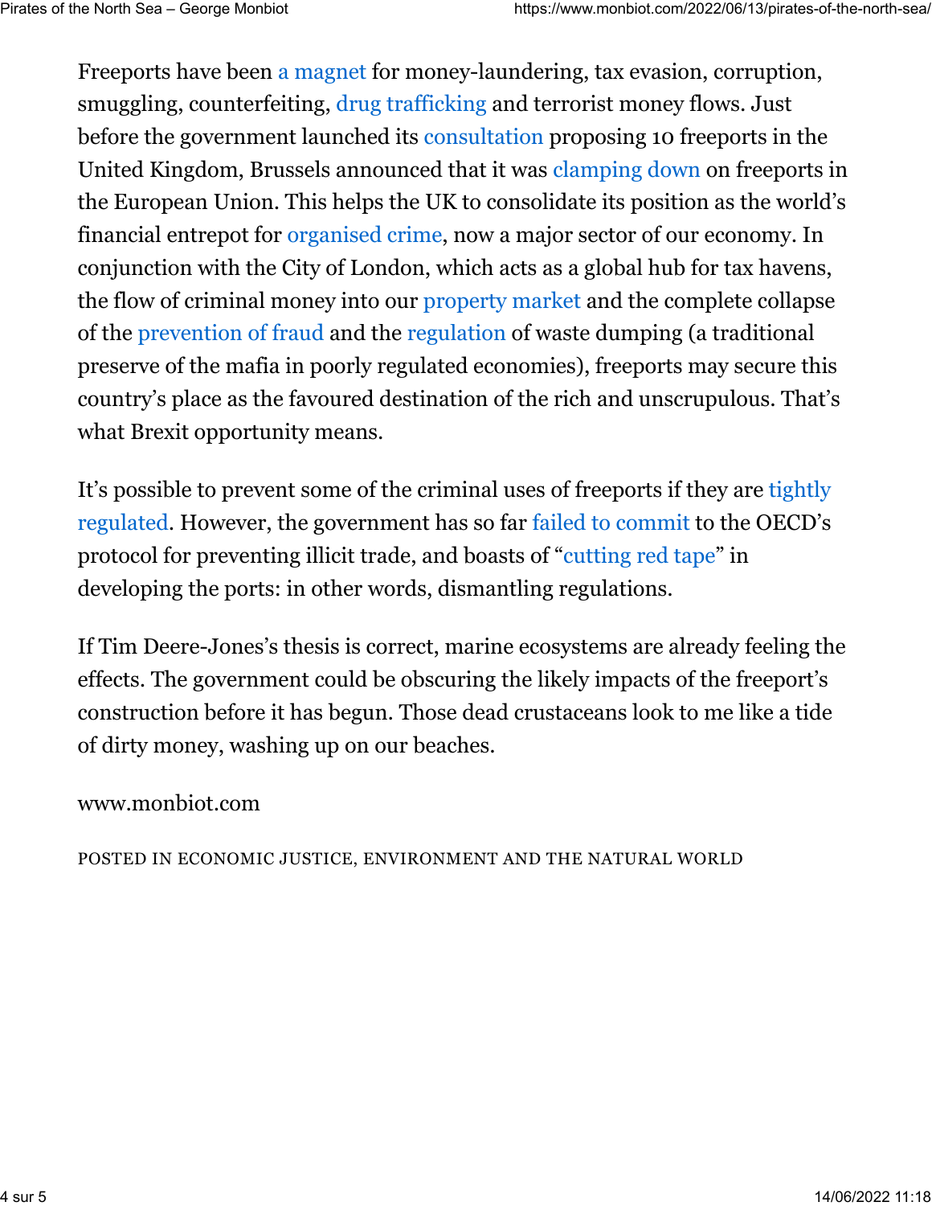Freeports have been a magnet for money-laundering, tax evasion, corruption, smuggling, counterfeiting, drug trafficking and terrorist money flows. Just before the government launched its consultation proposing 10 freeports in the United Kingdom, Brussels announced that it was clamping down on freeports in the European Union. This helps the UK to consolidate its position as the world's financial entrepot for organised crime, now a major sector of our economy. In conjunction with the City of London, which acts as a global hub for tax havens, the flow of criminal money into our property market and the complete collapse of the prevention of fraud and the regulation of waste dumping (a traditional preserve of the mafia in poorly regulated economies), freeports may secure this country's place as the favoured destination of the rich and unscrupulous. That's what Brexit opportunity means.

It's possible to prevent some of the criminal uses of freeports if they are tightly regulated. However, the government has so far failed to commit to the OECD's protocol for preventing illicit trade, and boasts of "cutting red tape" in developing the ports: in other words, dismantling regulations.

If Tim Deere-Jones's thesis is correct, marine ecosystems are already feeling the effects. The government could be obscuring the likely impacts of the freeport's construction before it has begun. Those dead crustaceans look to me like a tide of dirty money, washing up on our beaches.

www.monbiot.com

POSTED IN ECONOMIC JUSTICE, ENVIRONMENT AND THE NATURAL WORLD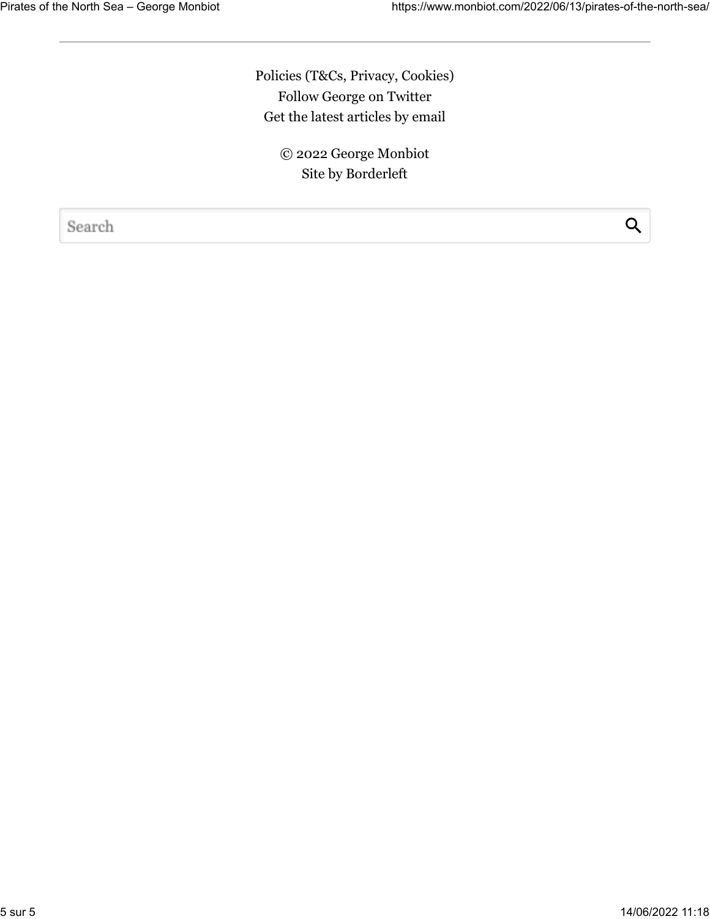Policies (T&Cs, Privacy, Cookies)
Follow George on Twitter
Get the latest articles by email

© 2022 George Monbiot
Site by Borderleft

Search